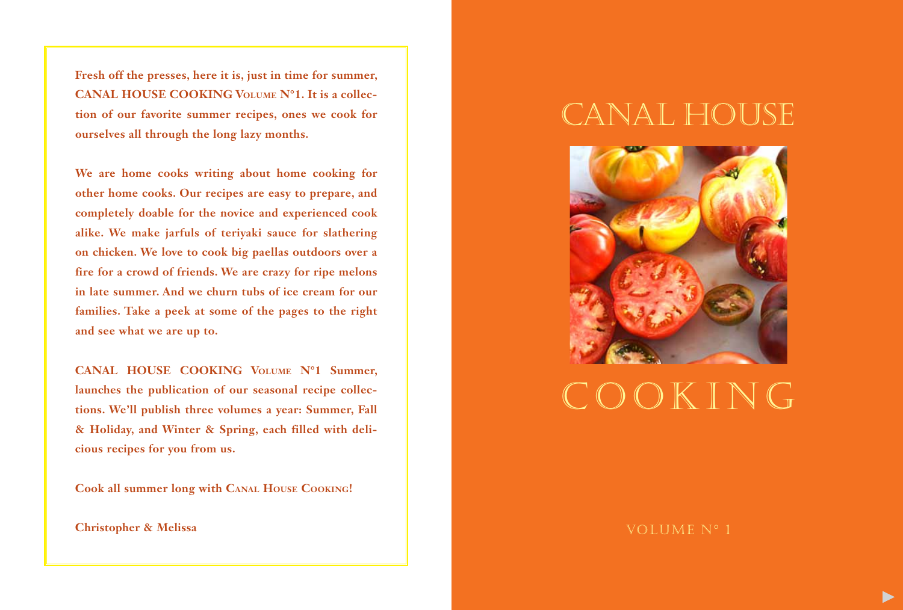Fresh off the presses, here it is, just in time for summer, **CANAL HOUSE COOKING VOLUME N°1**. It is a collection of our favorite summer recipes, ones we cook for ourselves all through the long lazy months.

We are home cooks writing about home cooking for other home cooks. Our recipes are easy to prepare, and completely doable for the novice and experienced cook alike. We make jarfuls of teriyaki sauce for slathering on chicken. We love to cook big paellas outdoors over a fire for a crowd of friends. We are crazy for ripe melons in late summer. And we churn tubs of ice cream for our families. Take a peek at some of the pages to the right and see what we are up to.

**CANAL HOUSE COOKING VOLUME N°1 Summer**, launches the publication of our seasonal recipe collections. We'll publish three volumes a year: Summer, Fall & Holiday, and Winter & Spring, each filled with delicious recipes for you from us.

Cook all summer long with **CANAL HOUSE COOKING**!

Christopher & Melissa

# CANAL HOUSE

# COOKING

VOLUME N° 1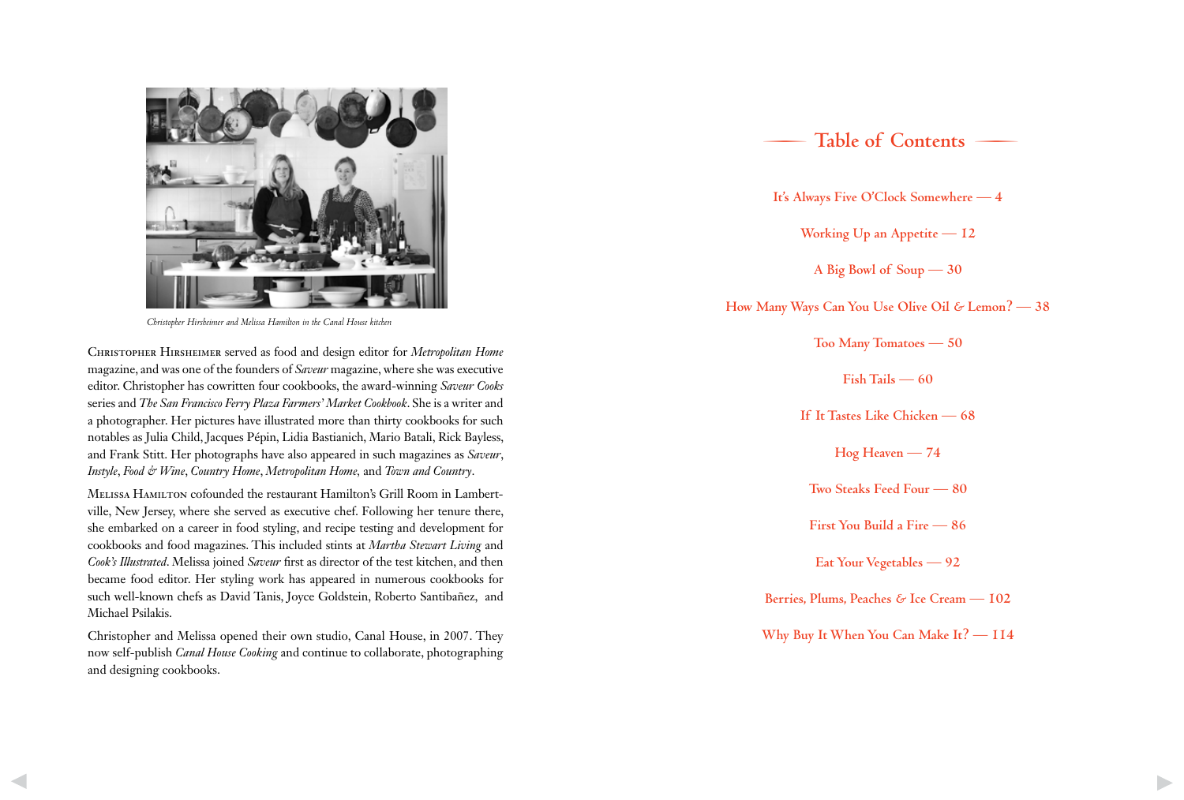*Christopher Hirsheimer and Melissa Hamilton in the Canal House kitchen*

Christopher Hirsheimer served as food and design editor for *Metropolitan Home* magazine, and was one of the founders of *Saveur* magazine, where she was executive editor. Christopher has cowritten four cookbooks, the award-winning *Saveur Cooks* series and *The San Francisco Ferry Plaza Farmers' Market Cookbook*. She is a writer and a photographer. Her pictures have illustrated more than thirty cookbooks for such notables as Julia Child, Jacques Pépin, Lidia Bastianich, Mario Batali, Rick Bayless, and Frank Stitt. Her photographs have also appeared in such magazines as *Saveur*, *Instyle*, *Food & Wine*, *Country Home*, *Metropolitan Home*, and *Town and Country*.

Melissa Hamilton cofounded the restaurant Hamilton's Grill Room in Lambertville, New Jersey, where she served as executive chef. Following her tenure there, she embarked on a career in food styling, and recipe testing and development for cookbooks and food magazines. This included stints at *Martha Stewart Living* and *Cook's Illustrated*. Melissa joined *Saveur* first as director of the test kitchen, and then became food editor. Her styling work has appeared in numerous cookbooks for such well-known chefs as David Tanis, Joyce Goldstein, Roberto Santibañez, and Michael Psilakis.

Christopher and Melissa opened their own studio, Canal House, in 2007. They now self-publish *Canal House Cooking* and continue to collaborate, photographing and designing cookbooks.

## Table of Contents

It's Always Five O'Clock Somewhere — 4

Working Up an Appetite — 12

A Big Bowl of Soup — 30

How Many Ways Can You Use Olive Oil & Lemon? — 38

Too Many Tomatoes — 50

Fish Tails — 60

If It Tastes Like Chicken — 68

Hog Heaven — 74

Two Steaks Feed Four — 80

First You Build a Fire — 86

Eat Your Vegetables — 92

Berries, Plums, Peaches & Ice Cream — 102

Why Buy It When You Can Make It? — 114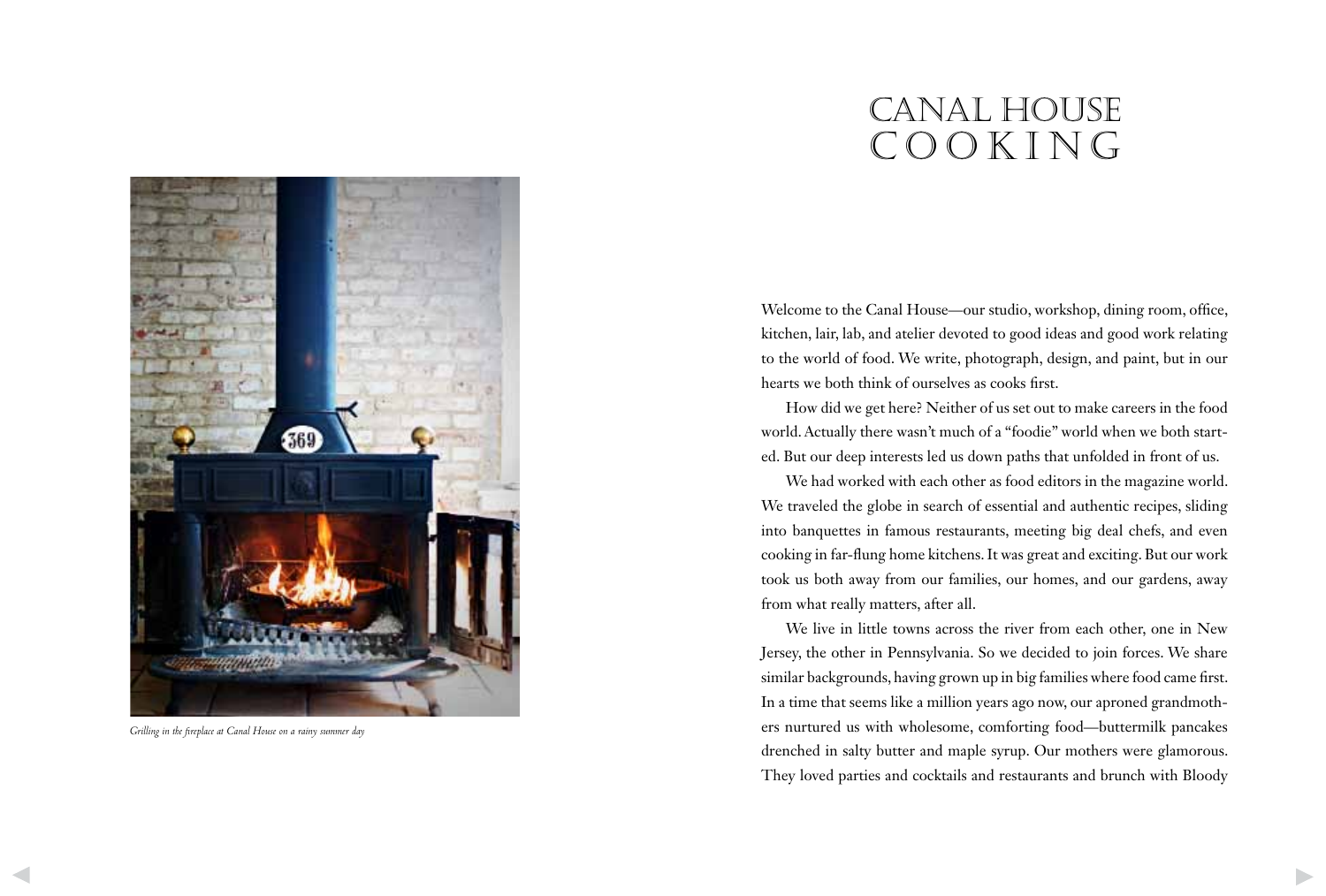Grilling in the fireplace at Canal House on a rainy summer day

# CANAL HOUSE COOKING

Welcome to the Canal House—our studio, workshop, dining room, office, kitchen, lair, lab, and atelier devoted to good ideas and good work relating to the world of food. We write, photograph, design, and paint, but in our hearts we both think of ourselves as cooks first.

How did we get here? Neither of us set out to make careers in the food world. Actually there wasn't much of a "foodie" world when we both started. But our deep interests led us down paths that unfolded in front of us.

We had worked with each other as food editors in the magazine world. We traveled the globe in search of essential and authentic recipes, sliding into banquettes in famous restaurants, meeting big deal chefs, and even cooking in far-flung home kitchens. It was great and exciting. But our work took us both away from our families, our homes, and our gardens, away from what really matters, after all.

We live in little towns across the river from each other, one in New Jersey, the other in Pennsylvania. So we decided to join forces. We share similar backgrounds, having grown up in big families where food came first. In a time that seems like a million years ago now, our aproned grandmothers nurtured us with wholesome, comforting food—buttermilk pancakes drenched in salty butter and maple syrup. Our mothers were glamorous. They loved parties and cocktails and restaurants and brunch with Bloody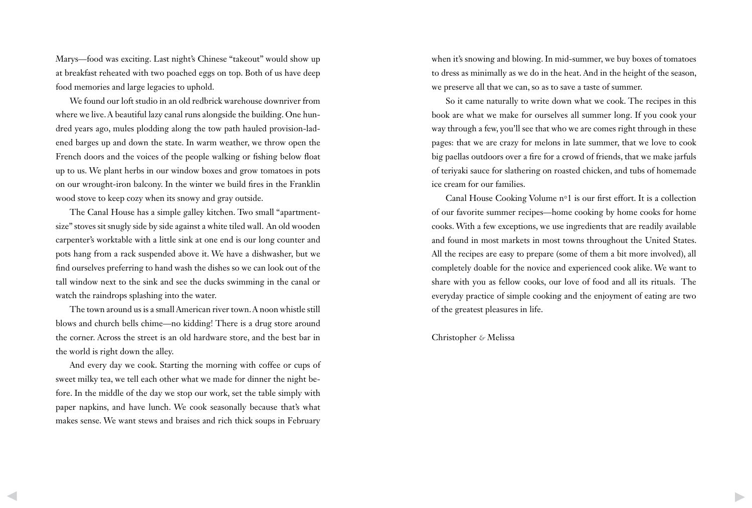Marys—food was exciting. Last night's Chinese "takeout" would show up at breakfast reheated with two poached eggs on top. Both of us have deep food memories and large legacies to uphold.

We found our loft studio in an old redbrick warehouse downriver from where we live. A beautiful lazy canal runs alongside the building. One hundred years ago, mules plodding along the tow path hauled provision-ladened barges up and down the state. In warm weather, we throw open the French doors and the voices of the people walking or fishing below float up to us. We plant herbs in our window boxes and grow tomatoes in pots on our wrought-iron balcony. In the winter we build fires in the Franklin wood stove to keep cozy when its snowy and gray outside.

The Canal House has a simple galley kitchen. Two small "apartment-size" stoves sit snugly side by side against a white tiled wall. An old wooden carpenter's worktable with a little sink at one end is our long counter and pots hang from a rack suspended above it. We have a dishwasher, but we find ourselves preferring to hand wash the dishes so we can look out of the tall window next to the sink and see the ducks swimming in the canal or watch the raindrops splashing into the water.

The town around us is a small American river town. A noon whistle still blows and church bells chime—no kidding! There is a drug store around the corner. Across the street is an old hardware store, and the best bar in the world is right down the alley.

And every day we cook. Starting the morning with coffee or cups of sweet milky tea, we tell each other what we made for dinner the night before. In the middle of the day we stop our work, set the table simply with paper napkins, and have lunch. We cook seasonally because that's what makes sense. We want stews and braises and rich thick soups in February when it's snowing and blowing. In mid-summer, we buy boxes of tomatoes to dress as minimally as we do in the heat. And in the height of the season, we preserve all that we can, so as to save a taste of summer.

So it came naturally to write down what we cook. The recipes in this book are what we make for ourselves all summer long. If you cook your way through a few, you'll see that who we are comes right through in these pages: that we are crazy for melons in late summer, that we love to cook big paellas outdoors over a fire for a crowd of friends, that we make jarfuls of teriyaki sauce for slathering on roasted chicken, and tubs of homemade ice cream for our families.

Canal House Cooking Volume n°1 is our first effort. It is a collection of our favorite summer recipes—home cooking by home cooks for home cooks. With a few exceptions, we use ingredients that are readily available and found in most markets in most towns throughout the United States. All the recipes are easy to prepare (some of them a bit more involved), all completely doable for the novice and experienced cook alike. We want to share with you as fellow cooks, our love of food and all its rituals. The everyday practice of simple cooking and the enjoyment of eating are two of the greatest pleasures in life.

Christopher & Melissa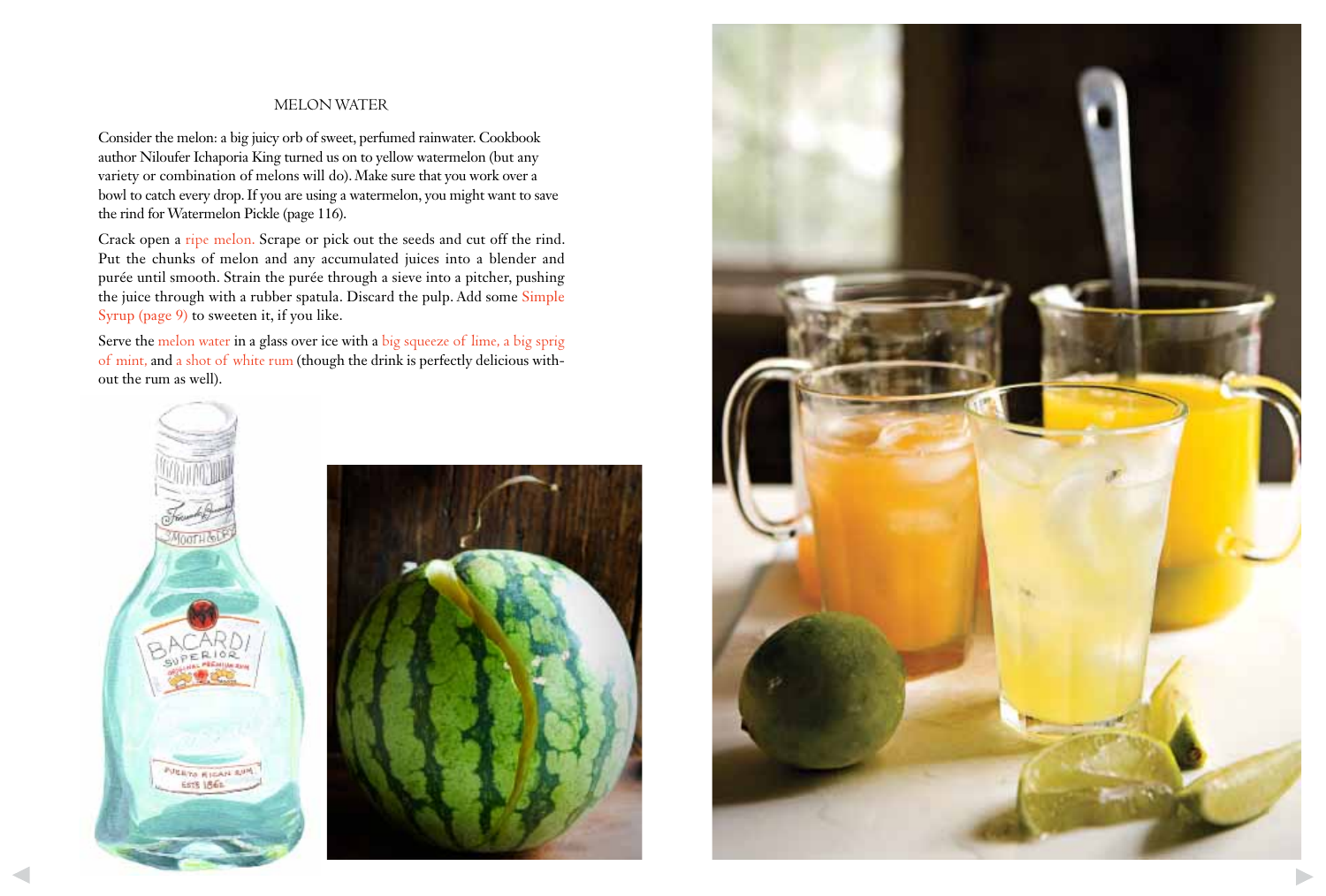## MELON WATER

Consider the melon: a big juicy orb of sweet, perfumed rainwater. Cookbook author Niloufer Ichaporia King turned us on to yellow watermelon (but any variety or combination of melons will do). Make sure that you work over a bowl to catch every drop. If you are using a watermelon, you might want to save the rind for Watermelon Pickle (page 116).

Crack open a ripe melon. Scrape or pick out the seeds and cut off the rind. Put the chunks of melon and any accumulated juices into a blender and purée until smooth. Strain the purée through a sieve into a pitcher, pushing the juice through with a rubber spatula. Discard the pulp. Add some Simple Syrup (page 9) to sweeten it, if you like.

Serve the melon water in a glass over ice with a big squeeze of lime, a big sprig of mint, and a shot of white rum (though the drink is perfectly delicious without the rum as well).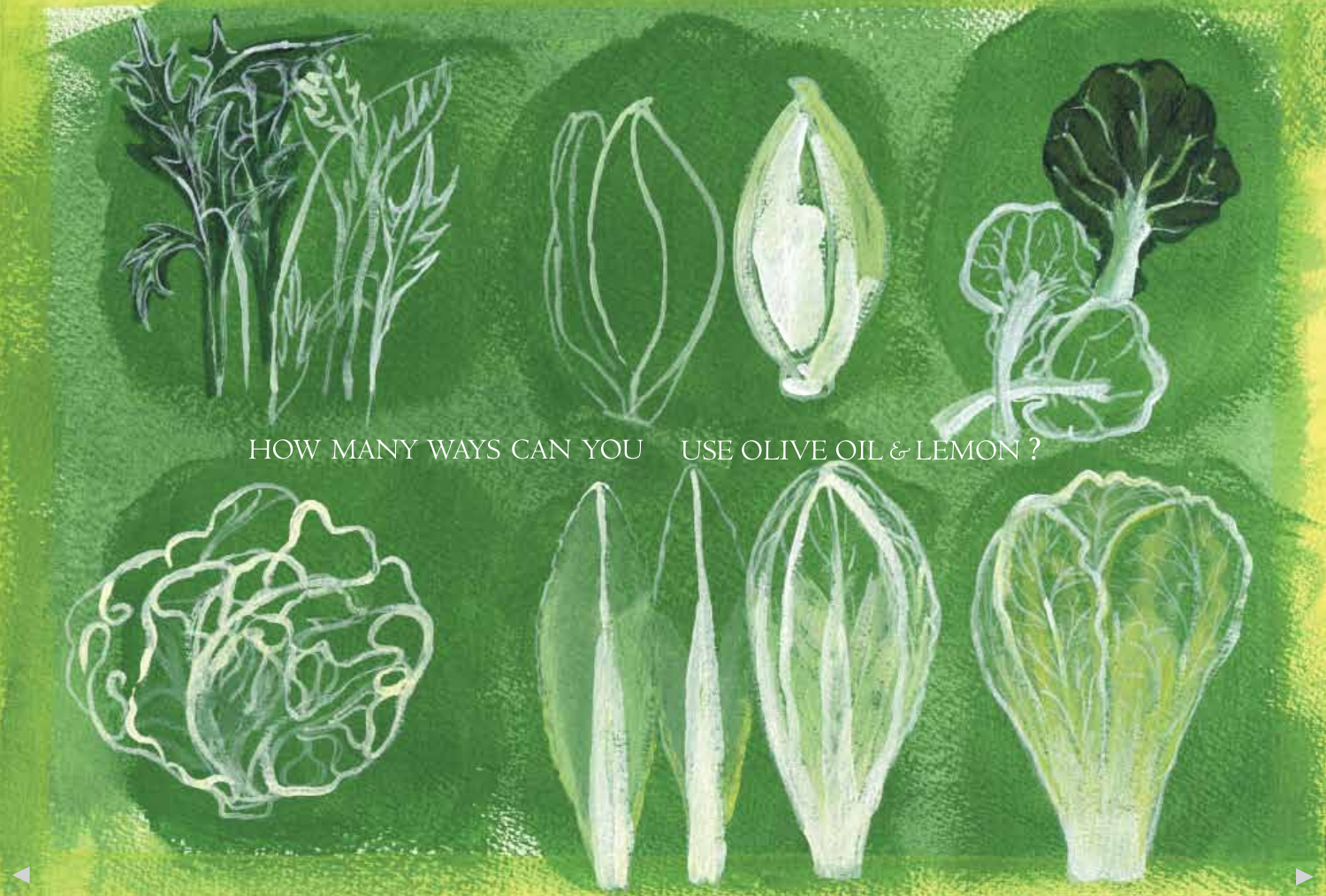HOW MANY WAYS CAN YOU USE OLIVE OIL & LEMON ?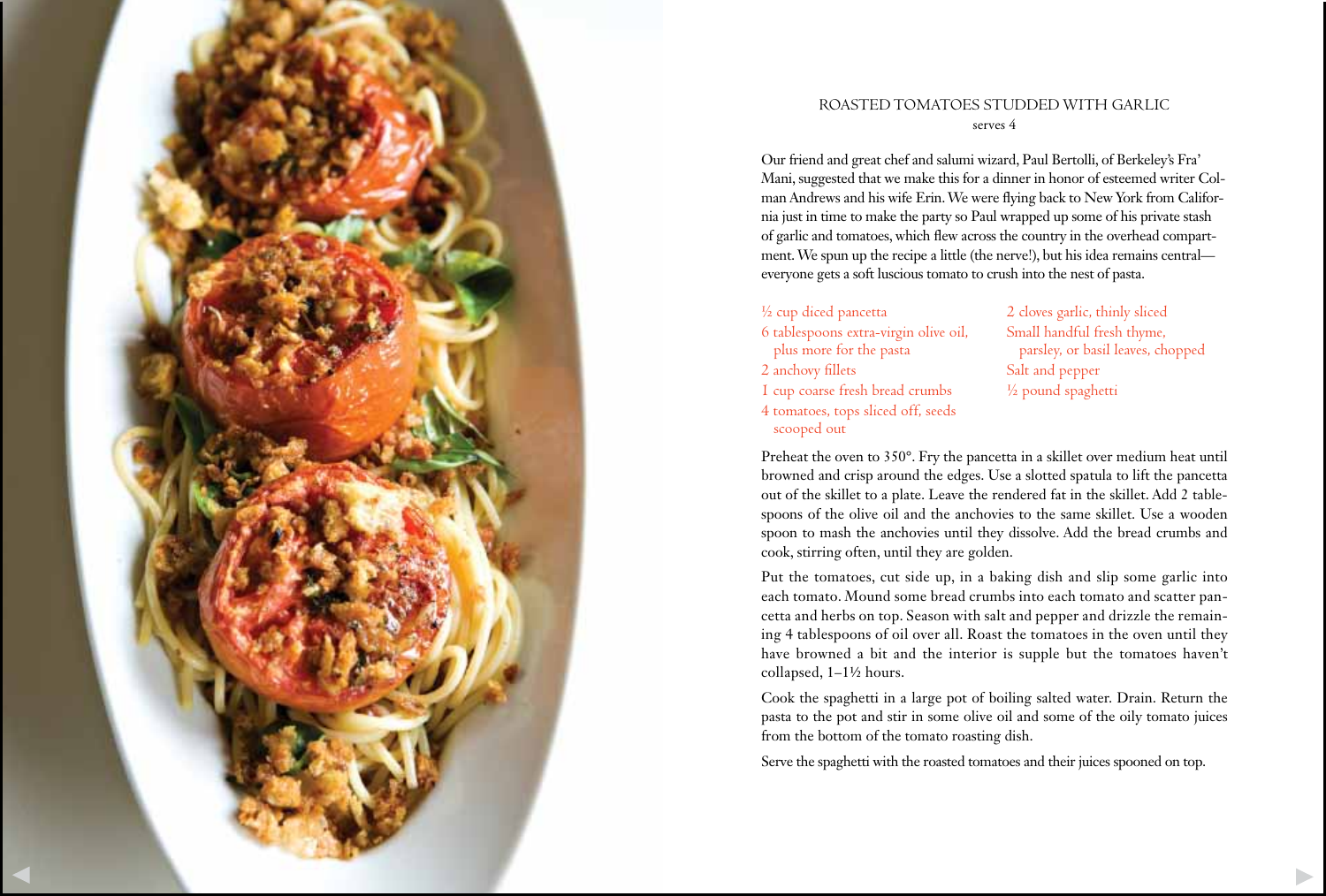# ROASTED TOMATOES STUDDED WITH GARLIC

serves 4

Our friend and great chef and salumi wizard, Paul Bertolli, of Berkeley's Fra' Mani, suggested that we make this for a dinner in honor of esteemed writer Colman Andrews and his wife Erin. We were flying back to New York from California just in time to make the party so Paul wrapped up some of his private stash of garlic and tomatoes, which flew across the country in the overhead compartment. We spun up the recipe a little (the nerve!), but his idea remains central—everyone gets a soft luscious tomato to crush into the nest of pasta.

- ½ cup diced pancetta
- 6 tablespoons extra-virgin olive oil, plus more for the pasta
- 2 anchovy fillets
- 1 cup coarse fresh bread crumbs
- 4 tomatoes, tops sliced off, seeds scooped out
- 2 cloves garlic, thinly sliced
- Small handful fresh thyme, parsley, or basil leaves, chopped
- Salt and pepper
- ½ pound spaghetti

Preheat the oven to 350°. Fry the pancetta in a skillet over medium heat until browned and crisp around the edges. Use a slotted spatula to lift the pancetta out of the skillet to a plate. Leave the rendered fat in the skillet. Add 2 tablespoons of the olive oil and the anchovies to the same skillet. Use a wooden spoon to mash the anchovies until they dissolve. Add the bread crumbs and cook, stirring often, until they are golden.

Put the tomatoes, cut side up, in a baking dish and slip some garlic into each tomato. Mound some bread crumbs into each tomato and scatter pancetta and herbs on top. Season with salt and pepper and drizzle the remaining 4 tablespoons of oil over all. Roast the tomatoes in the oven until they have browned a bit and the interior is supple but the tomatoes haven't collapsed, 1–1½ hours.

Cook the spaghetti in a large pot of boiling salted water. Drain. Return the pasta to the pot and stir in some olive oil and some of the oily tomato juices from the bottom of the tomato roasting dish.

Serve the spaghetti with the roasted tomatoes and their juices spooned on top.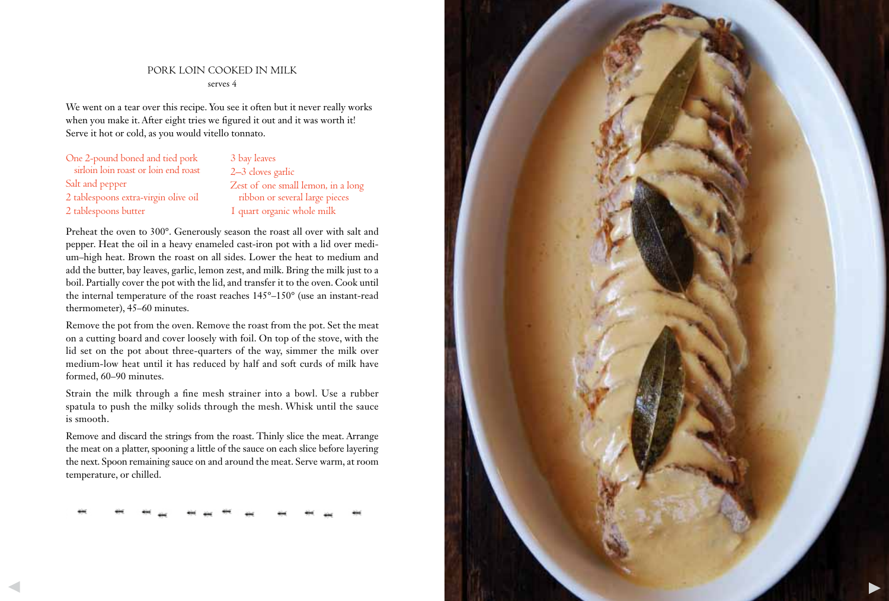# PORK LOIN COOKED IN MILK

serves 4

We went on a tear over this recipe. You see it often but it never really works when you make it. After eight tries we figured it out and it was worth it! Serve it hot or cold, as you would vitello tonnato.

- One 2-pound boned and tied pork sirloin loin roast or loin end roast
- Salt and pepper
- 2 tablespoons extra-virgin olive oil
- 2 tablespoons butter
- 3 bay leaves
- 2–3 cloves garlic
- Zest of one small lemon, in a long ribbon or several large pieces
- 1 quart organic whole milk

Preheat the oven to 300°. Generously season the roast all over with salt and pepper. Heat the oil in a heavy enameled cast-iron pot with a lid over medium–high heat. Brown the roast on all sides. Lower the heat to medium and add the butter, bay leaves, garlic, lemon zest, and milk. Bring the milk just to a boil. Partially cover the pot with the lid, and transfer it to the oven. Cook until the internal temperature of the roast reaches 145°–150° (use an instant-read thermometer), 45–60 minutes.

Remove the pot from the oven. Remove the roast from the pot. Set the meat on a cutting board and cover loosely with foil. On top of the stove, with the lid set on the pot about three-quarters of the way, simmer the milk over medium-low heat until it has reduced by half and soft curds of milk have formed, 60–90 minutes.

Strain the milk through a fine mesh strainer into a bowl. Use a rubber spatula to push the milky solids through the mesh. Whisk until the sauce is smooth.

Remove and discard the strings from the roast. Thinly slice the meat. Arrange the meat on a platter, spooning a little of the sauce on each slice before layering the next. Spoon remaining sauce on and around the meat. Serve warm, at room temperature, or chilled.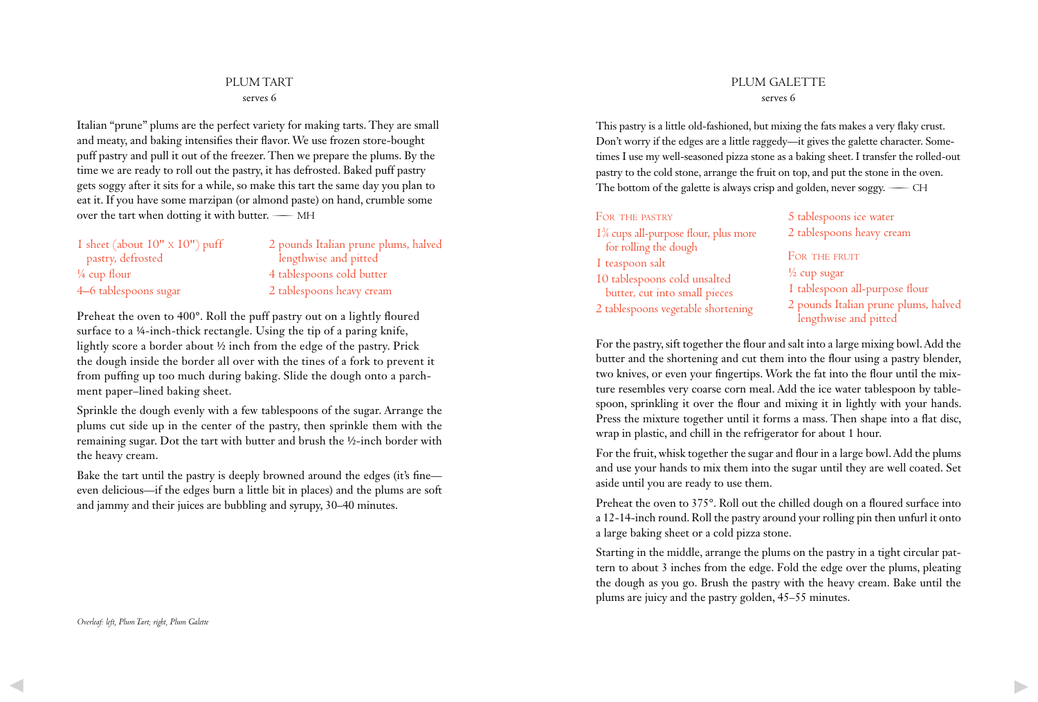## PLUM TART

serves 6

Italian "prune" plums are the perfect variety for making tarts. They are small and meaty, and baking intensifies their flavor. We use frozen store-bought puff pastry and pull it out of the freezer. Then we prepare the plums. By the time we are ready to roll out the pastry, it has defrosted. Baked puff pastry gets soggy after it sits for a while, so make this tart the same day you plan to eat it. If you have some marzipan (or almond paste) on hand, crumble some over the tart when dotting it with butter. —— MH

- 1 sheet (about 10" x 10") puff pastry, defrosted
- ¼ cup flour
- 4–6 tablespoons sugar
- 2 pounds Italian prune plums, halved lengthwise and pitted
- 4 tablespoons cold butter
- 2 tablespoons heavy cream

Preheat the oven to 400°. Roll the puff pastry out on a lightly floured surface to a ¼-inch-thick rectangle. Using the tip of a paring knife, lightly score a border about ½ inch from the edge of the pastry. Prick the dough inside the border all over with the tines of a fork to prevent it from puffing up too much during baking. Slide the dough onto a parchment paper–lined baking sheet.

Sprinkle the dough evenly with a few tablespoons of the sugar. Arrange the plums cut side up in the center of the pastry, then sprinkle them with the remaining sugar. Dot the tart with butter and brush the ½-inch border with the heavy cream.

Bake the tart until the pastry is deeply browned around the edges (it's fine—even delicious—if the edges burn a little bit in places) and the plums are soft and jammy and their juices are bubbling and syrupy, 30–40 minutes.

*Overleaf: left, Plum Tart; right, Plum Galette*

## PLUM GALETTE

serves 6

This pastry is a little old-fashioned, but mixing the fats makes a very flaky crust. Don't worry if the edges are a little raggedy—it gives the galette character. Sometimes I use my well-seasoned pizza stone as a baking sheet. I transfer the rolled-out pastry to the cold stone, arrange the fruit on top, and put the stone in the oven. The bottom of the galette is always crisp and golden, never soggy. —— CH

**For the pastry**

- 1¾ cups all-purpose flour, plus more for rolling the dough
- 1 teaspoon salt
- 10 tablespoons cold unsalted butter, cut into small pieces
- 2 tablespoons vegetable shortening
- 5 tablespoons ice water
- 2 tablespoons heavy cream

**For the fruit**

- ½ cup sugar
- 1 tablespoon all-purpose flour
- 2 pounds Italian prune plums, halved lengthwise and pitted

For the pastry, sift together the flour and salt into a large mixing bowl. Add the butter and the shortening and cut them into the flour using a pastry blender, two knives, or even your fingertips. Work the fat into the flour until the mixture resembles very coarse corn meal. Add the ice water tablespoon by tablespoon, sprinkling it over the flour and mixing it in lightly with your hands. Press the mixture together until it forms a mass. Then shape into a flat disc, wrap in plastic, and chill in the refrigerator for about 1 hour.

For the fruit, whisk together the sugar and flour in a large bowl. Add the plums and use your hands to mix them into the sugar until they are well coated. Set aside until you are ready to use them.

Preheat the oven to 375°. Roll out the chilled dough on a floured surface into a 12-14-inch round. Roll the pastry around your rolling pin then unfurl it onto a large baking sheet or a cold pizza stone.

Starting in the middle, arrange the plums on the pastry in a tight circular pattern to about 3 inches from the edge. Fold the edge over the plums, pleating the dough as you go. Brush the pastry with the heavy cream. Bake until the plums are juicy and the pastry golden, 45–55 minutes.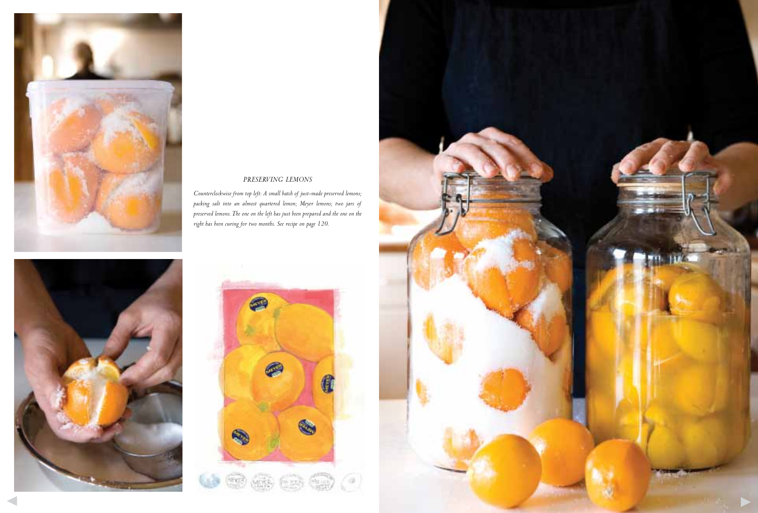*PRESERVING LEMONS*

*Counterclockwise from top left: A small batch of just-made preserved lemons; packing salt into an almost quartered lemon; Meyer lemons; two jars of preserved lemons. The one on the left has just been prepared and the one on the right has been curing for two months. See recipe on page 120.*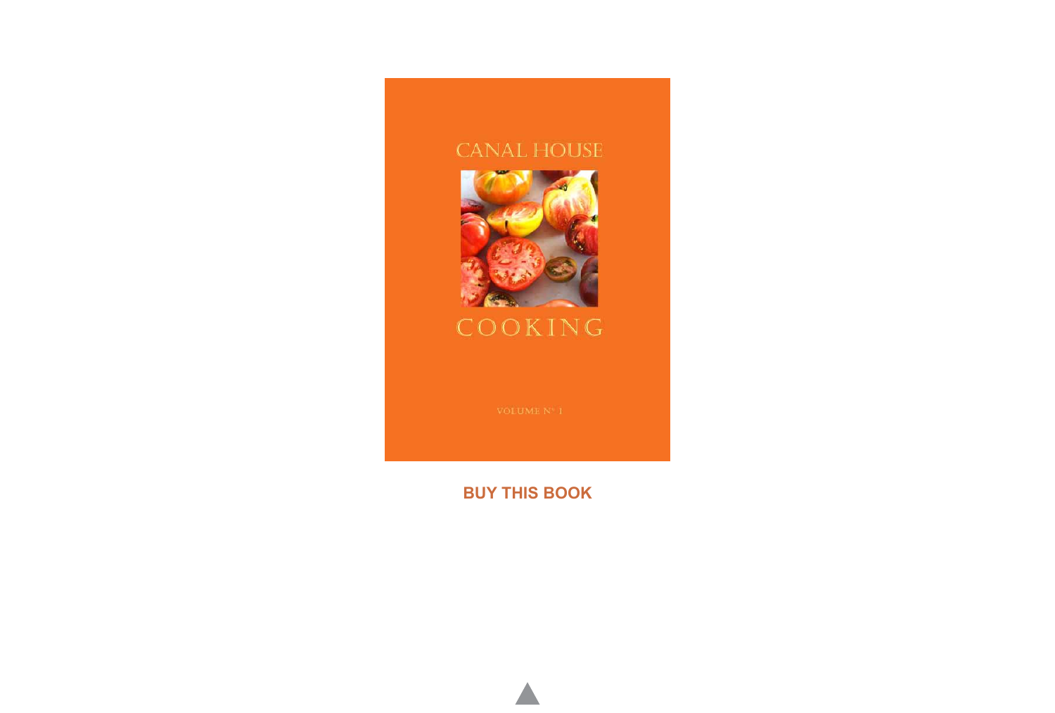CANAL HOUSE

COOKING

VOLUME N° 1

**BUY THIS BOOK**